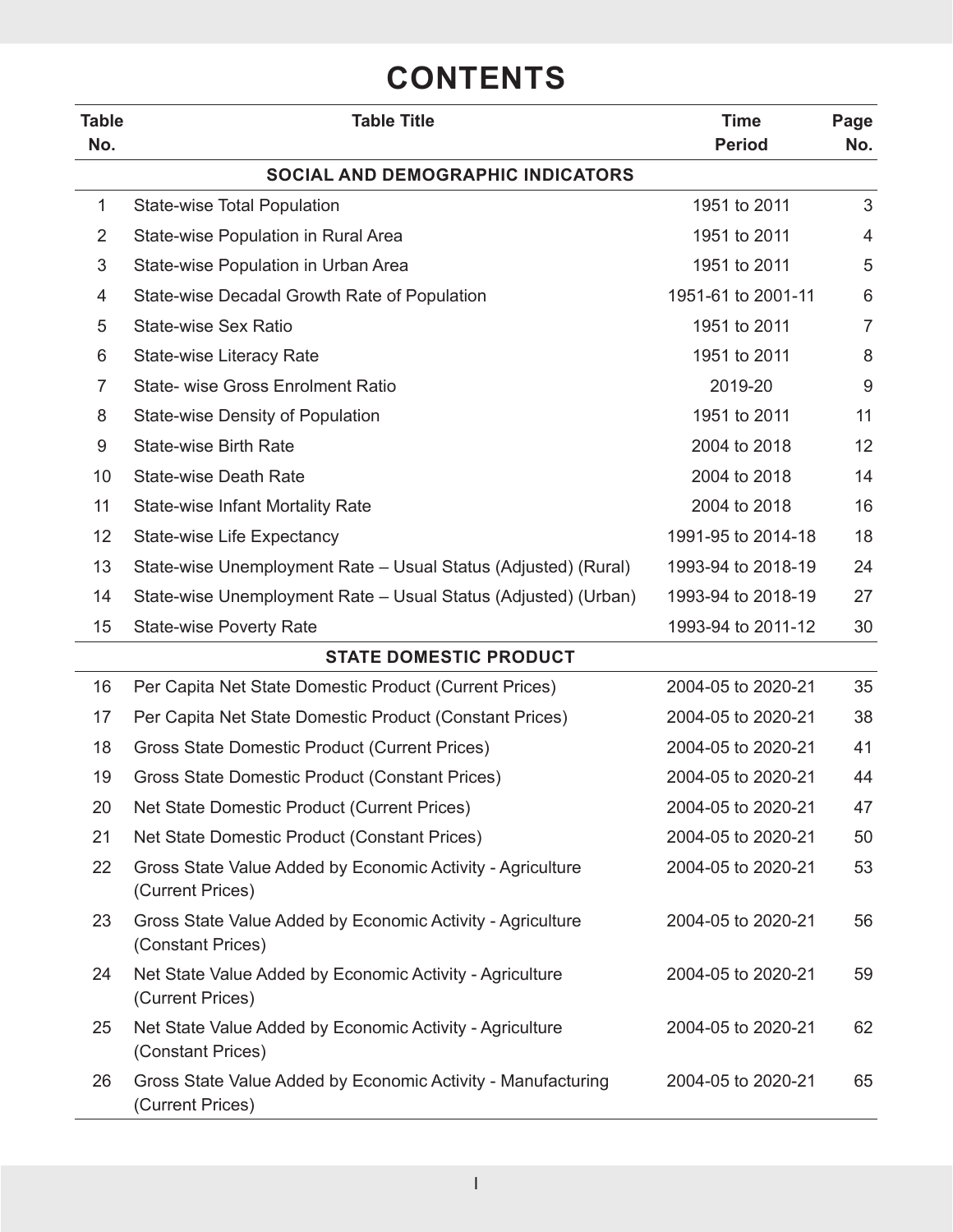# CONTENTS

| Table No. | Table Title | Time Period | Page No. |
|---|---|---|---|
| | **SOCIAL AND DEMOGRAPHIC INDICATORS** | | |
| 1 | State-wise Total Population | 1951 to 2011 | 3 |
| 2 | State-wise Population in Rural Area | 1951 to 2011 | 4 |
| 3 | State-wise Population in Urban Area | 1951 to 2011 | 5 |
| 4 | State-wise Decadal Growth Rate of Population | 1951-61 to 2001-11 | 6 |
| 5 | State-wise Sex Ratio | 1951 to 2011 | 7 |
| 6 | State-wise Literacy Rate | 1951 to 2011 | 8 |
| 7 | State- wise Gross Enrolment Ratio | 2019-20 | 9 |
| 8 | State-wise Density of Population | 1951 to 2011 | 11 |
| 9 | State-wise Birth Rate | 2004 to 2018 | 12 |
| 10 | State-wise Death Rate | 2004 to 2018 | 14 |
| 11 | State-wise Infant Mortality Rate | 2004 to 2018 | 16 |
| 12 | State-wise Life Expectancy | 1991-95 to 2014-18 | 18 |
| 13 | State-wise Unemployment Rate – Usual Status (Adjusted) (Rural) | 1993-94 to 2018-19 | 24 |
| 14 | State-wise Unemployment Rate – Usual Status (Adjusted) (Urban) | 1993-94 to 2018-19 | 27 |
| 15 | State-wise Poverty Rate | 1993-94 to 2011-12 | 30 |
| | **STATE DOMESTIC PRODUCT** | | |
| 16 | Per Capita Net State Domestic Product (Current Prices) | 2004-05 to 2020-21 | 35 |
| 17 | Per Capita Net State Domestic Product (Constant Prices) | 2004-05 to 2020-21 | 38 |
| 18 | Gross State Domestic Product (Current Prices) | 2004-05 to 2020-21 | 41 |
| 19 | Gross State Domestic Product (Constant Prices) | 2004-05 to 2020-21 | 44 |
| 20 | Net State Domestic Product (Current Prices) | 2004-05 to 2020-21 | 47 |
| 21 | Net State Domestic Product (Constant Prices) | 2004-05 to 2020-21 | 50 |
| 22 | Gross State Value Added by Economic Activity - Agriculture (Current Prices) | 2004-05 to 2020-21 | 53 |
| 23 | Gross State Value Added by Economic Activity - Agriculture (Constant Prices) | 2004-05 to 2020-21 | 56 |
| 24 | Net State Value Added by Economic Activity - Agriculture (Current Prices) | 2004-05 to 2020-21 | 59 |
| 25 | Net State Value Added by Economic Activity - Agriculture (Constant Prices) | 2004-05 to 2020-21 | 62 |
| 26 | Gross State Value Added by Economic Activity - Manufacturing (Current Prices) | 2004-05 to 2020-21 | 65 |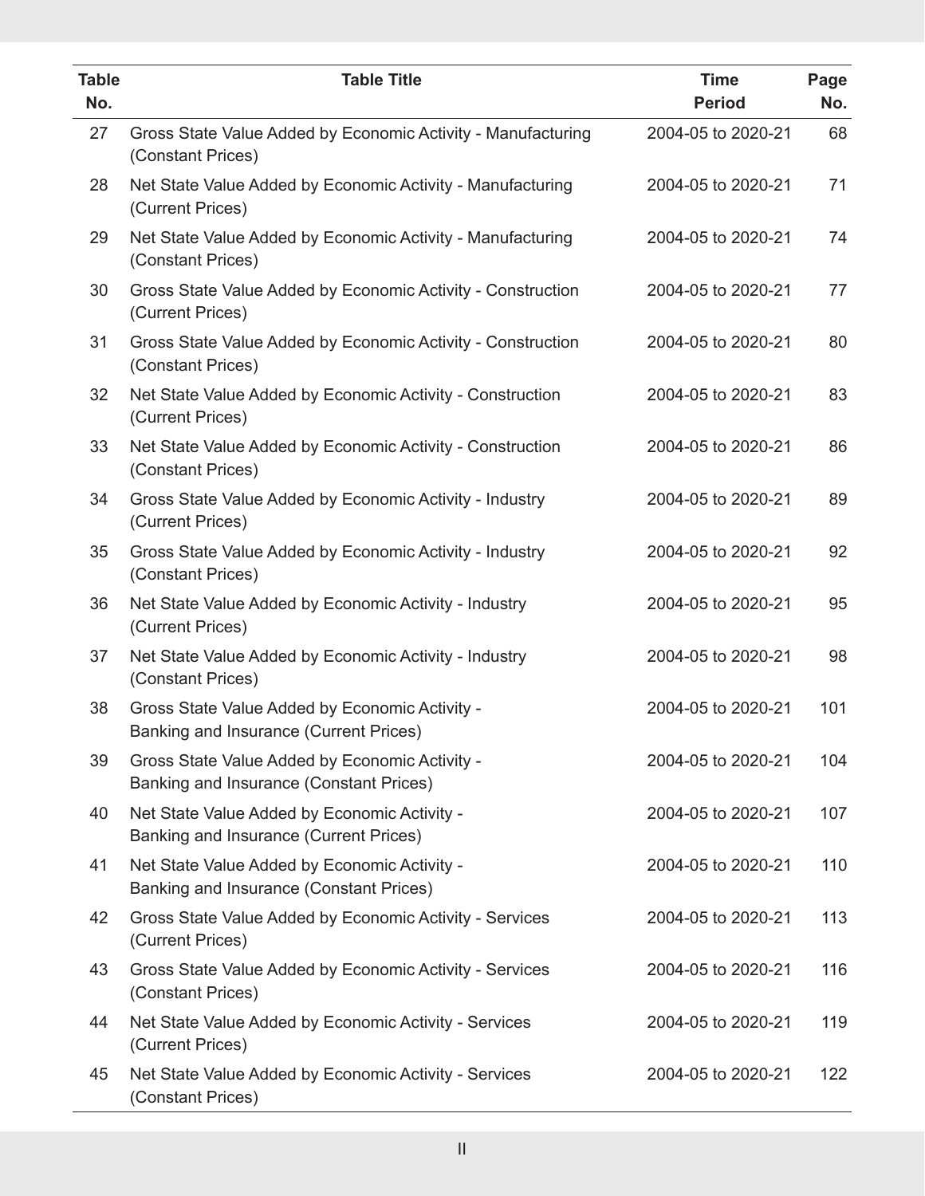| Table No. | Table Title | Time Period | Page No. |
|---|---|---|---|
| 27 | Gross State Value Added by Economic Activity - Manufacturing (Constant Prices) | 2004-05 to 2020-21 | 68 |
| 28 | Net State Value Added by Economic Activity - Manufacturing (Current Prices) | 2004-05 to 2020-21 | 71 |
| 29 | Net State Value Added by Economic Activity - Manufacturing (Constant Prices) | 2004-05 to 2020-21 | 74 |
| 30 | Gross State Value Added by Economic Activity - Construction (Current Prices) | 2004-05 to 2020-21 | 77 |
| 31 | Gross State Value Added by Economic Activity - Construction (Constant Prices) | 2004-05 to 2020-21 | 80 |
| 32 | Net State Value Added by Economic Activity - Construction (Current Prices) | 2004-05 to 2020-21 | 83 |
| 33 | Net State Value Added by Economic Activity - Construction (Constant Prices) | 2004-05 to 2020-21 | 86 |
| 34 | Gross State Value Added by Economic Activity - Industry (Current Prices) | 2004-05 to 2020-21 | 89 |
| 35 | Gross State Value Added by Economic Activity - Industry (Constant Prices) | 2004-05 to 2020-21 | 92 |
| 36 | Net State Value Added by Economic Activity - Industry (Current Prices) | 2004-05 to 2020-21 | 95 |
| 37 | Net State Value Added by Economic Activity - Industry (Constant Prices) | 2004-05 to 2020-21 | 98 |
| 38 | Gross State Value Added by Economic Activity - Banking and Insurance (Current Prices) | 2004-05 to 2020-21 | 101 |
| 39 | Gross State Value Added by Economic Activity - Banking and Insurance (Constant Prices) | 2004-05 to 2020-21 | 104 |
| 40 | Net State Value Added by Economic Activity - Banking and Insurance (Current Prices) | 2004-05 to 2020-21 | 107 |
| 41 | Net State Value Added by Economic Activity - Banking and Insurance (Constant Prices) | 2004-05 to 2020-21 | 110 |
| 42 | Gross State Value Added by Economic Activity - Services (Current Prices) | 2004-05 to 2020-21 | 113 |
| 43 | Gross State Value Added by Economic Activity - Services (Constant Prices) | 2004-05 to 2020-21 | 116 |
| 44 | Net State Value Added by Economic Activity - Services (Current Prices) | 2004-05 to 2020-21 | 119 |
| 45 | Net State Value Added by Economic Activity - Services (Constant Prices) | 2004-05 to 2020-21 | 122 |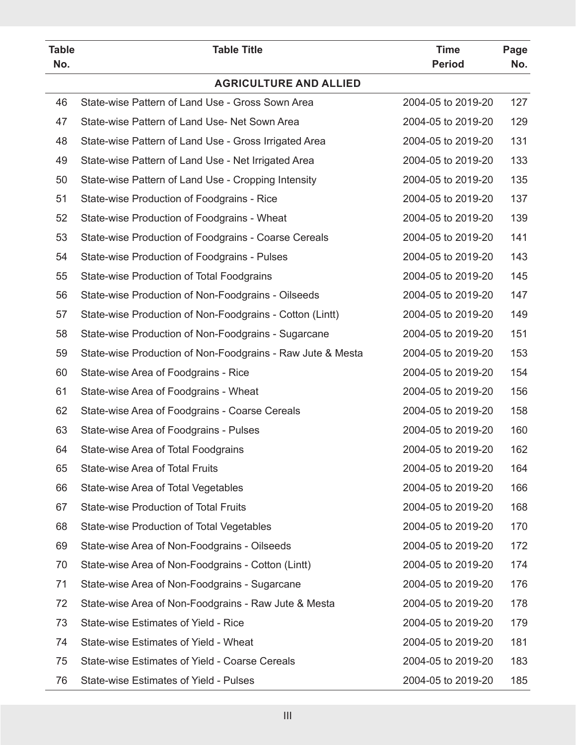| Table No. | Table Title | Time Period | Page No. |
|---|---|---|---|
| | **AGRICULTURE AND ALLIED** | | |
| 46 | State-wise Pattern of Land Use - Gross Sown Area | 2004-05 to 2019-20 | 127 |
| 47 | State-wise Pattern of Land Use- Net Sown Area | 2004-05 to 2019-20 | 129 |
| 48 | State-wise Pattern of Land Use - Gross Irrigated Area | 2004-05 to 2019-20 | 131 |
| 49 | State-wise Pattern of Land Use - Net Irrigated Area | 2004-05 to 2019-20 | 133 |
| 50 | State-wise Pattern of Land Use - Cropping Intensity | 2004-05 to 2019-20 | 135 |
| 51 | State-wise Production of Foodgrains - Rice | 2004-05 to 2019-20 | 137 |
| 52 | State-wise Production of Foodgrains - Wheat | 2004-05 to 2019-20 | 139 |
| 53 | State-wise Production of Foodgrains - Coarse Cereals | 2004-05 to 2019-20 | 141 |
| 54 | State-wise Production of Foodgrains - Pulses | 2004-05 to 2019-20 | 143 |
| 55 | State-wise Production of Total Foodgrains | 2004-05 to 2019-20 | 145 |
| 56 | State-wise Production of Non-Foodgrains - Oilseeds | 2004-05 to 2019-20 | 147 |
| 57 | State-wise Production of Non-Foodgrains - Cotton (Lintt) | 2004-05 to 2019-20 | 149 |
| 58 | State-wise Production of Non-Foodgrains - Sugarcane | 2004-05 to 2019-20 | 151 |
| 59 | State-wise Production of Non-Foodgrains - Raw Jute & Mesta | 2004-05 to 2019-20 | 153 |
| 60 | State-wise Area of Foodgrains - Rice | 2004-05 to 2019-20 | 154 |
| 61 | State-wise Area of Foodgrains - Wheat | 2004-05 to 2019-20 | 156 |
| 62 | State-wise Area of Foodgrains - Coarse Cereals | 2004-05 to 2019-20 | 158 |
| 63 | State-wise Area of Foodgrains - Pulses | 2004-05 to 2019-20 | 160 |
| 64 | State-wise Area of Total Foodgrains | 2004-05 to 2019-20 | 162 |
| 65 | State-wise Area of Total Fruits | 2004-05 to 2019-20 | 164 |
| 66 | State-wise Area of Total Vegetables | 2004-05 to 2019-20 | 166 |
| 67 | State-wise Production of Total Fruits | 2004-05 to 2019-20 | 168 |
| 68 | State-wise Production of Total Vegetables | 2004-05 to 2019-20 | 170 |
| 69 | State-wise Area of Non-Foodgrains - Oilseeds | 2004-05 to 2019-20 | 172 |
| 70 | State-wise Area of Non-Foodgrains - Cotton (Lintt) | 2004-05 to 2019-20 | 174 |
| 71 | State-wise Area of Non-Foodgrains - Sugarcane | 2004-05 to 2019-20 | 176 |
| 72 | State-wise Area of Non-Foodgrains - Raw Jute & Mesta | 2004-05 to 2019-20 | 178 |
| 73 | State-wise Estimates of Yield - Rice | 2004-05 to 2019-20 | 179 |
| 74 | State-wise Estimates of Yield - Wheat | 2004-05 to 2019-20 | 181 |
| 75 | State-wise Estimates of Yield - Coarse Cereals | 2004-05 to 2019-20 | 183 |
| 76 | State-wise Estimates of Yield - Pulses | 2004-05 to 2019-20 | 185 |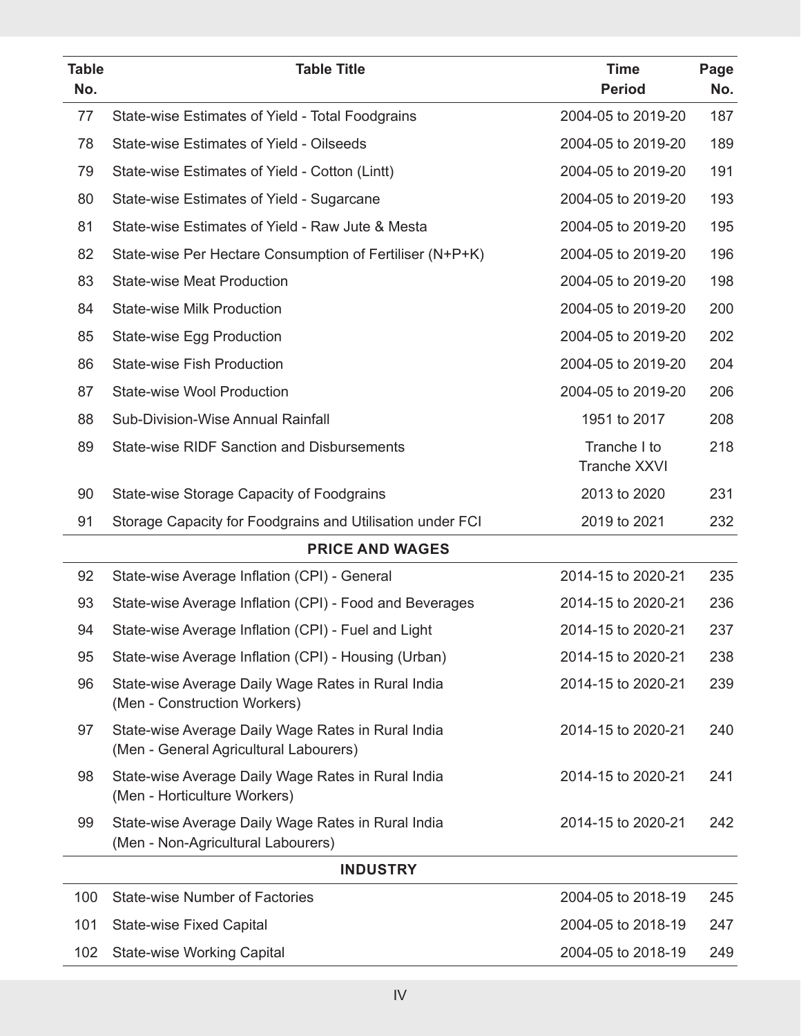| Table No. | Table Title | Time Period | Page No. |
|---|---|---|---|
| 77 | State-wise Estimates of Yield - Total Foodgrains | 2004-05 to 2019-20 | 187 |
| 78 | State-wise Estimates of Yield - Oilseeds | 2004-05 to 2019-20 | 189 |
| 79 | State-wise Estimates of Yield - Cotton (Lintt) | 2004-05 to 2019-20 | 191 |
| 80 | State-wise Estimates of Yield - Sugarcane | 2004-05 to 2019-20 | 193 |
| 81 | State-wise Estimates of Yield - Raw Jute & Mesta | 2004-05 to 2019-20 | 195 |
| 82 | State-wise Per Hectare Consumption of Fertiliser (N+P+K) | 2004-05 to 2019-20 | 196 |
| 83 | State-wise Meat Production | 2004-05 to 2019-20 | 198 |
| 84 | State-wise Milk Production | 2004-05 to 2019-20 | 200 |
| 85 | State-wise Egg Production | 2004-05 to 2019-20 | 202 |
| 86 | State-wise Fish Production | 2004-05 to 2019-20 | 204 |
| 87 | State-wise Wool Production | 2004-05 to 2019-20 | 206 |
| 88 | Sub-Division-Wise Annual Rainfall | 1951 to 2017 | 208 |
| 89 | State-wise RIDF Sanction and Disbursements | Tranche I to Tranche XXVI | 218 |
| 90 | State-wise Storage Capacity of Foodgrains | 2013 to 2020 | 231 |
| 91 | Storage Capacity for Foodgrains and Utilisation under FCI | 2019 to 2021 | 232 |
| | **PRICE AND WAGES** | | |
| 92 | State-wise Average Inflation (CPI) - General | 2014-15 to 2020-21 | 235 |
| 93 | State-wise Average Inflation (CPI) - Food and Beverages | 2014-15 to 2020-21 | 236 |
| 94 | State-wise Average Inflation (CPI) - Fuel and Light | 2014-15 to 2020-21 | 237 |
| 95 | State-wise Average Inflation (CPI) - Housing (Urban) | 2014-15 to 2020-21 | 238 |
| 96 | State-wise Average Daily Wage Rates in Rural India (Men - Construction Workers) | 2014-15 to 2020-21 | 239 |
| 97 | State-wise Average Daily Wage Rates in Rural India (Men - General Agricultural Labourers) | 2014-15 to 2020-21 | 240 |
| 98 | State-wise Average Daily Wage Rates in Rural India (Men - Horticulture Workers) | 2014-15 to 2020-21 | 241 |
| 99 | State-wise Average Daily Wage Rates in Rural India (Men - Non-Agricultural Labourers) | 2014-15 to 2020-21 | 242 |
| | **INDUSTRY** | | |
| 100 | State-wise Number of Factories | 2004-05 to 2018-19 | 245 |
| 101 | State-wise Fixed Capital | 2004-05 to 2018-19 | 247 |
| 102 | State-wise Working Capital | 2004-05 to 2018-19 | 249 |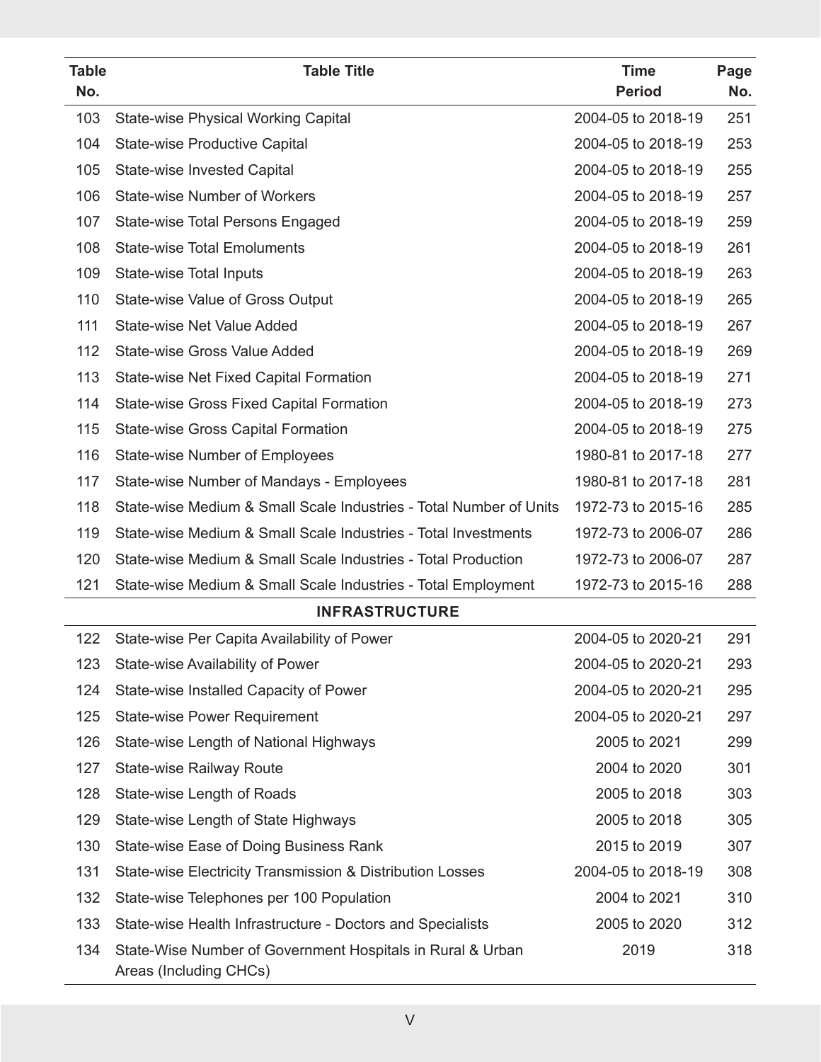| Table No. | Table Title | Time Period | Page No. |
|---|---|---|---|
| 103 | State-wise Physical Working Capital | 2004-05 to 2018-19 | 251 |
| 104 | State-wise Productive Capital | 2004-05 to 2018-19 | 253 |
| 105 | State-wise Invested Capital | 2004-05 to 2018-19 | 255 |
| 106 | State-wise Number of Workers | 2004-05 to 2018-19 | 257 |
| 107 | State-wise Total Persons Engaged | 2004-05 to 2018-19 | 259 |
| 108 | State-wise Total Emoluments | 2004-05 to 2018-19 | 261 |
| 109 | State-wise Total Inputs | 2004-05 to 2018-19 | 263 |
| 110 | State-wise Value of Gross Output | 2004-05 to 2018-19 | 265 |
| 111 | State-wise Net Value Added | 2004-05 to 2018-19 | 267 |
| 112 | State-wise Gross Value Added | 2004-05 to 2018-19 | 269 |
| 113 | State-wise Net Fixed Capital Formation | 2004-05 to 2018-19 | 271 |
| 114 | State-wise Gross Fixed Capital Formation | 2004-05 to 2018-19 | 273 |
| 115 | State-wise Gross Capital Formation | 2004-05 to 2018-19 | 275 |
| 116 | State-wise Number of Employees | 1980-81 to 2017-18 | 277 |
| 117 | State-wise Number of Mandays - Employees | 1980-81 to 2017-18 | 281 |
| 118 | State-wise Medium & Small Scale Industries - Total Number of Units | 1972-73 to 2015-16 | 285 |
| 119 | State-wise Medium & Small Scale Industries - Total Investments | 1972-73 to 2006-07 | 286 |
| 120 | State-wise Medium & Small Scale Industries - Total Production | 1972-73 to 2006-07 | 287 |
| 121 | State-wise Medium & Small Scale Industries - Total Employment | 1972-73 to 2015-16 | 288 |
| | **INFRASTRUCTURE** | | |
| 122 | State-wise Per Capita Availability of Power | 2004-05 to 2020-21 | 291 |
| 123 | State-wise Availability of Power | 2004-05 to 2020-21 | 293 |
| 124 | State-wise Installed Capacity of Power | 2004-05 to 2020-21 | 295 |
| 125 | State-wise Power Requirement | 2004-05 to 2020-21 | 297 |
| 126 | State-wise Length of National Highways | 2005 to 2021 | 299 |
| 127 | State-wise Railway Route | 2004 to 2020 | 301 |
| 128 | State-wise Length of Roads | 2005 to 2018 | 303 |
| 129 | State-wise Length of State Highways | 2005 to 2018 | 305 |
| 130 | State-wise Ease of Doing Business Rank | 2015 to 2019 | 307 |
| 131 | State-wise Electricity Transmission & Distribution Losses | 2004-05 to 2018-19 | 308 |
| 132 | State-wise Telephones per 100 Population | 2004 to 2021 | 310 |
| 133 | State-wise Health Infrastructure - Doctors and Specialists | 2005 to 2020 | 312 |
| 134 | State-Wise Number of Government Hospitals in Rural & Urban Areas (Including CHCs) | 2019 | 318 |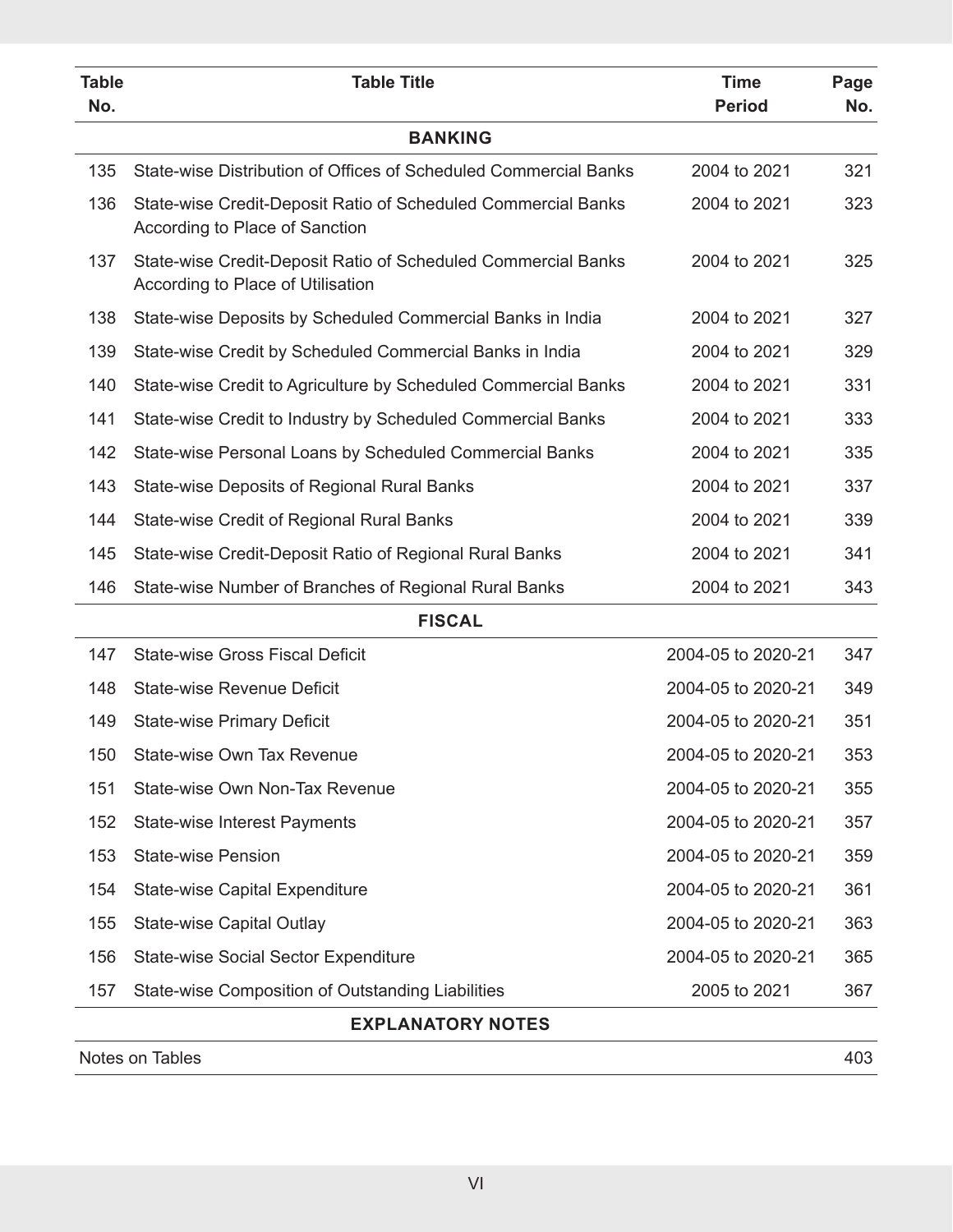| Table No. | Table Title | Time Period | Page No. |
|---|---|---|---|
| | **BANKING** | | |
| 135 | State-wise Distribution of Offices of Scheduled Commercial Banks | 2004 to 2021 | 321 |
| 136 | State-wise Credit-Deposit Ratio of Scheduled Commercial Banks According to Place of Sanction | 2004 to 2021 | 323 |
| 137 | State-wise Credit-Deposit Ratio of Scheduled Commercial Banks According to Place of Utilisation | 2004 to 2021 | 325 |
| 138 | State-wise Deposits by Scheduled Commercial Banks in India | 2004 to 2021 | 327 |
| 139 | State-wise Credit by Scheduled Commercial Banks in India | 2004 to 2021 | 329 |
| 140 | State-wise Credit to Agriculture by Scheduled Commercial Banks | 2004 to 2021 | 331 |
| 141 | State-wise Credit to Industry by Scheduled Commercial Banks | 2004 to 2021 | 333 |
| 142 | State-wise Personal Loans by Scheduled Commercial Banks | 2004 to 2021 | 335 |
| 143 | State-wise Deposits of Regional Rural Banks | 2004 to 2021 | 337 |
| 144 | State-wise Credit of Regional Rural Banks | 2004 to 2021 | 339 |
| 145 | State-wise Credit-Deposit Ratio of Regional Rural Banks | 2004 to 2021 | 341 |
| 146 | State-wise Number of Branches of Regional Rural Banks | 2004 to 2021 | 343 |
| | **FISCAL** | | |
| 147 | State-wise Gross Fiscal Deficit | 2004-05 to 2020-21 | 347 |
| 148 | State-wise Revenue Deficit | 2004-05 to 2020-21 | 349 |
| 149 | State-wise Primary Deficit | 2004-05 to 2020-21 | 351 |
| 150 | State-wise Own Tax Revenue | 2004-05 to 2020-21 | 353 |
| 151 | State-wise Own Non-Tax Revenue | 2004-05 to 2020-21 | 355 |
| 152 | State-wise Interest Payments | 2004-05 to 2020-21 | 357 |
| 153 | State-wise Pension | 2004-05 to 2020-21 | 359 |
| 154 | State-wise Capital Expenditure | 2004-05 to 2020-21 | 361 |
| 155 | State-wise Capital Outlay | 2004-05 to 2020-21 | 363 |
| 156 | State-wise Social Sector Expenditure | 2004-05 to 2020-21 | 365 |
| 157 | State-wise Composition of Outstanding Liabilities | 2005 to 2021 | 367 |
| | **EXPLANATORY NOTES** | | |
| Notes on Tables | | | 403 |